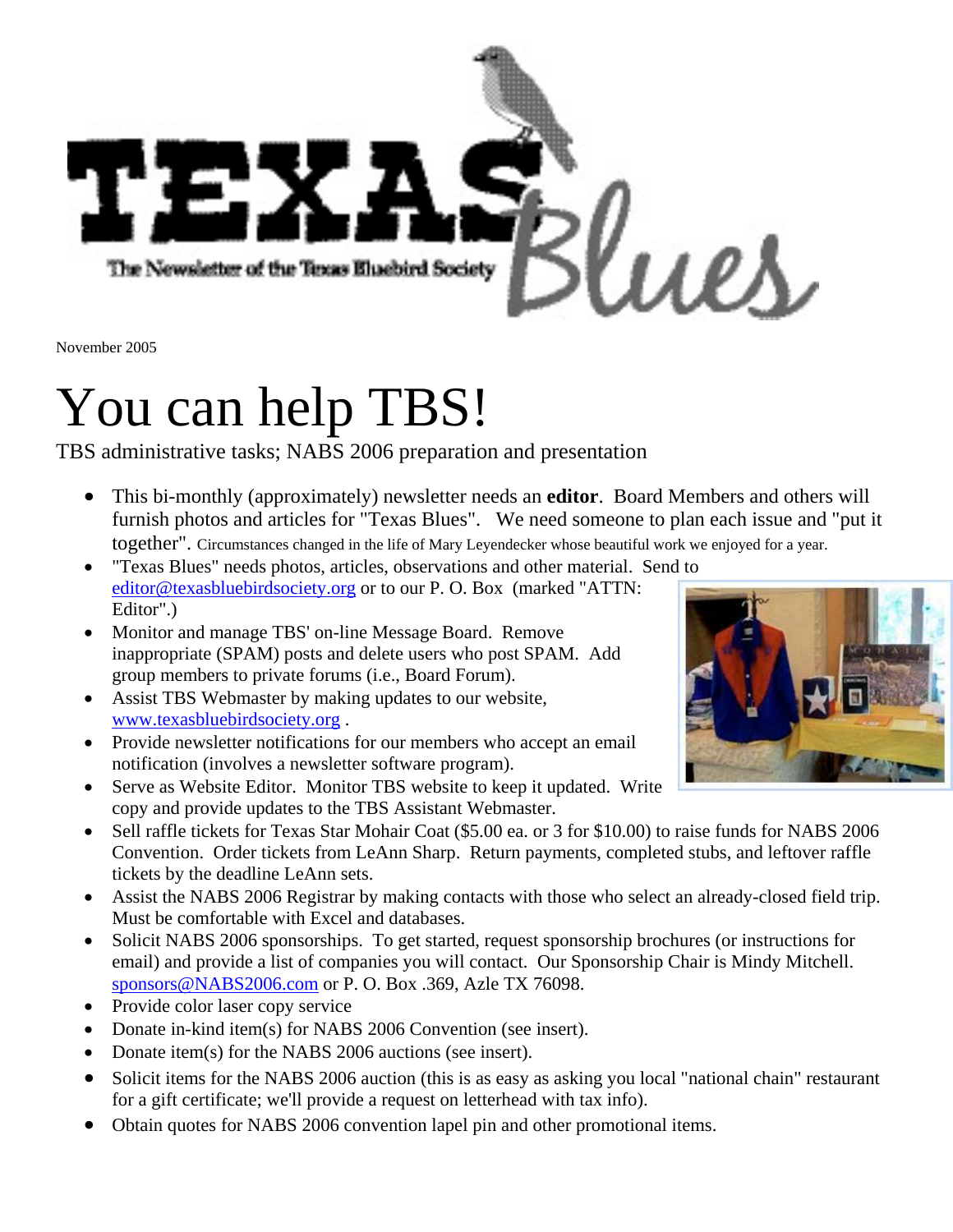# TEXAS Blues

The Newsletter of the Texas Bluebird Society

November 2005

# You can help TBS!

TBS administrative tasks; NABS 2006 preparation and presentation

- This bi-monthly (approximately) newsletter needs an **editor**. Board Members and others will furnish photos and articles for "Texas Blues". We need someone to plan each issue and "put it together". Circumstances changed in the life of Mary Leyendecker whose beautiful work we enjoyed for a year.
- "Texas Blues" needs photos, articles, observations and other material. Send to editor@texasbluebirdsociety.org or to our P. O. Box (marked "ATTN: Editor".)
- Monitor and manage TBS' on-line Message Board. Remove inappropriate (SPAM) posts and delete users who post SPAM. Add group members to private forums (i.e., Board Forum).
- Assist TBS Webmaster by making updates to our website, www.texasbluebirdsociety.org .
- Provide newsletter notifications for our members who accept an email notification (involves a newsletter software program).
- Serve as Website Editor. Monitor TBS website to keep it updated. Write copy and provide updates to the TBS Assistant Webmaster.
- Sell raffle tickets for Texas Star Mohair Coat ($5.00 ea. or 3 for $10.00) to raise funds for NABS 2006 Convention. Order tickets from LeAnn Sharp. Return payments, completed stubs, and leftover raffle tickets by the deadline LeAnn sets.
- Assist the NABS 2006 Registrar by making contacts with those who select an already-closed field trip. Must be comfortable with Excel and databases.
- Solicit NABS 2006 sponsorships. To get started, request sponsorship brochures (or instructions for email) and provide a list of companies you will contact. Our Sponsorship Chair is Mindy Mitchell. sponsors@NABS2006.com or P. O. Box .369, Azle TX 76098.
- Provide color laser copy service
- Donate in-kind item(s) for NABS 2006 Convention (see insert).
- Donate item(s) for the NABS 2006 auctions (see insert).
- Solicit items for the NABS 2006 auction (this is as easy as asking you local "national chain" restaurant for a gift certificate; we'll provide a request on letterhead with tax info).
- Obtain quotes for NABS 2006 convention lapel pin and other promotional items.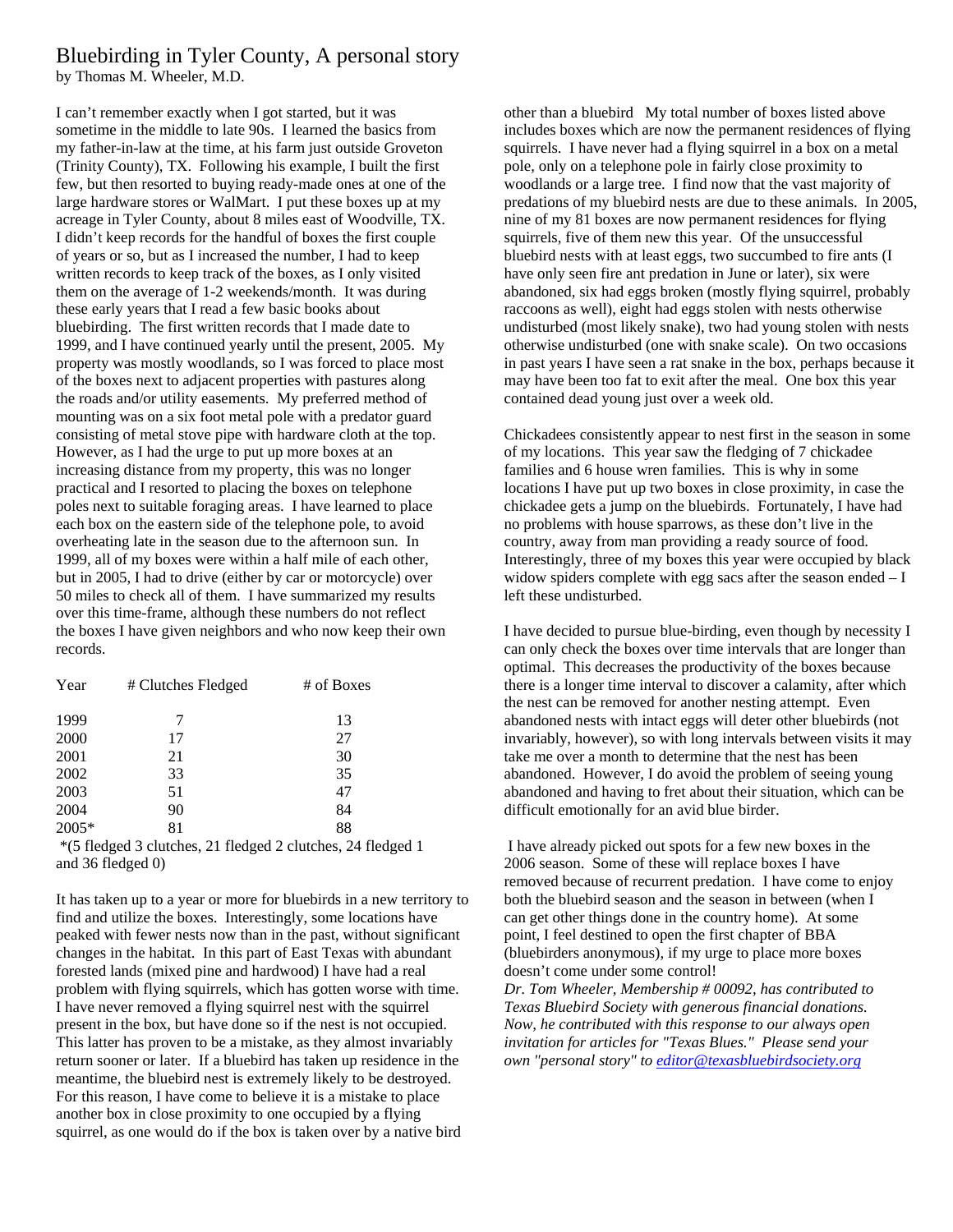# Bluebirding in Tyler County, A personal story

by Thomas M. Wheeler, M.D.

I can't remember exactly when I got started, but it was sometime in the middle to late 90s. I learned the basics from my father-in-law at the time, at his farm just outside Groveton (Trinity County), TX. Following his example, I built the first few, but then resorted to buying ready-made ones at one of the large hardware stores or WalMart. I put these boxes up at my acreage in Tyler County, about 8 miles east of Woodville, TX. I didn't keep records for the handful of boxes the first couple of years or so, but as I increased the number, I had to keep written records to keep track of the boxes, as I only visited them on the average of 1-2 weekends/month. It was during these early years that I read a few basic books about bluebirding. The first written records that I made date to 1999, and I have continued yearly until the present, 2005. My property was mostly woodlands, so I was forced to place most of the boxes next to adjacent properties with pastures along the roads and/or utility easements. My preferred method of mounting was on a six foot metal pole with a predator guard consisting of metal stove pipe with hardware cloth at the top. However, as I had the urge to put up more boxes at an increasing distance from my property, this was no longer practical and I resorted to placing the boxes on telephone poles next to suitable foraging areas. I have learned to place each box on the eastern side of the telephone pole, to avoid overheating late in the season due to the afternoon sun. In 1999, all of my boxes were within a half mile of each other, but in 2005, I had to drive (either by car or motorcycle) over 50 miles to check all of them. I have summarized my results over this time-frame, although these numbers do not reflect the boxes I have given neighbors and who now keep their own records.

| Year | # Clutches Fledged | # of Boxes |
|---|---|---|
| 1999 | 7 | 13 |
| 2000 | 17 | 27 |
| 2001 | 21 | 30 |
| 2002 | 33 | 35 |
| 2003 | 51 | 47 |
| 2004 | 90 | 84 |
| 2005* | 81 | 88 |

*(5 fledged 3 clutches, 21 fledged 2 clutches, 24 fledged 1 and 36 fledged 0)

It has taken up to a year or more for bluebirds in a new territory to find and utilize the boxes. Interestingly, some locations have peaked with fewer nests now than in the past, without significant changes in the habitat. In this part of East Texas with abundant forested lands (mixed pine and hardwood) I have had a real problem with flying squirrels, which has gotten worse with time. I have never removed a flying squirrel nest with the squirrel present in the box, but have done so if the nest is not occupied. This latter has proven to be a mistake, as they almost invariably return sooner or later. If a bluebird has taken up residence in the meantime, the bluebird nest is extremely likely to be destroyed. For this reason, I have come to believe it is a mistake to place another box in close proximity to one occupied by a flying squirrel, as one would do if the box is taken over by a native bird other than a bluebird My total number of boxes listed above includes boxes which are now the permanent residences of flying squirrels. I have never had a flying squirrel in a box on a metal pole, only on a telephone pole in fairly close proximity to woodlands or a large tree. I find now that the vast majority of predations of my bluebird nests are due to these animals. In 2005, nine of my 81 boxes are now permanent residences for flying squirrels, five of them new this year. Of the unsuccessful bluebird nests with at least eggs, two succumbed to fire ants (I have only seen fire ant predation in June or later), six were abandoned, six had eggs broken (mostly flying squirrel, probably raccoons as well), eight had eggs stolen with nests otherwise undisturbed (most likely snake), two had young stolen with nests otherwise undisturbed (one with snake scale). On two occasions in past years I have seen a rat snake in the box, perhaps because it may have been too fat to exit after the meal. One box this year contained dead young just over a week old.

Chickadees consistently appear to nest first in the season in some of my locations. This year saw the fledging of 7 chickadee families and 6 house wren families. This is why in some locations I have put up two boxes in close proximity, in case the chickadee gets a jump on the bluebirds. Fortunately, I have had no problems with house sparrows, as these don't live in the country, away from man providing a ready source of food. Interestingly, three of my boxes this year were occupied by black widow spiders complete with egg sacs after the season ended – I left these undisturbed.

I have decided to pursue blue-birding, even though by necessity I can only check the boxes over time intervals that are longer than optimal. This decreases the productivity of the boxes because there is a longer time interval to discover a calamity, after which the nest can be removed for another nesting attempt. Even abandoned nests with intact eggs will deter other bluebirds (not invariably, however), so with long intervals between visits it may take me over a month to determine that the nest has been abandoned. However, I do avoid the problem of seeing young abandoned and having to fret about their situation, which can be difficult emotionally for an avid blue birder.

I have already picked out spots for a few new boxes in the 2006 season. Some of these will replace boxes I have removed because of recurrent predation. I have come to enjoy both the bluebird season and the season in between (when I can get other things done in the country home). At some point, I feel destined to open the first chapter of BBA (bluebirders anonymous), if my urge to place more boxes doesn't come under some control!

*Dr. Tom Wheeler, Membership # 00092, has contributed to Texas Bluebird Society with generous financial donations. Now, he contributed with this response to our always open invitation for articles for "Texas Blues." Please send your own "personal story" to editor@texasbluebirdsociety.org*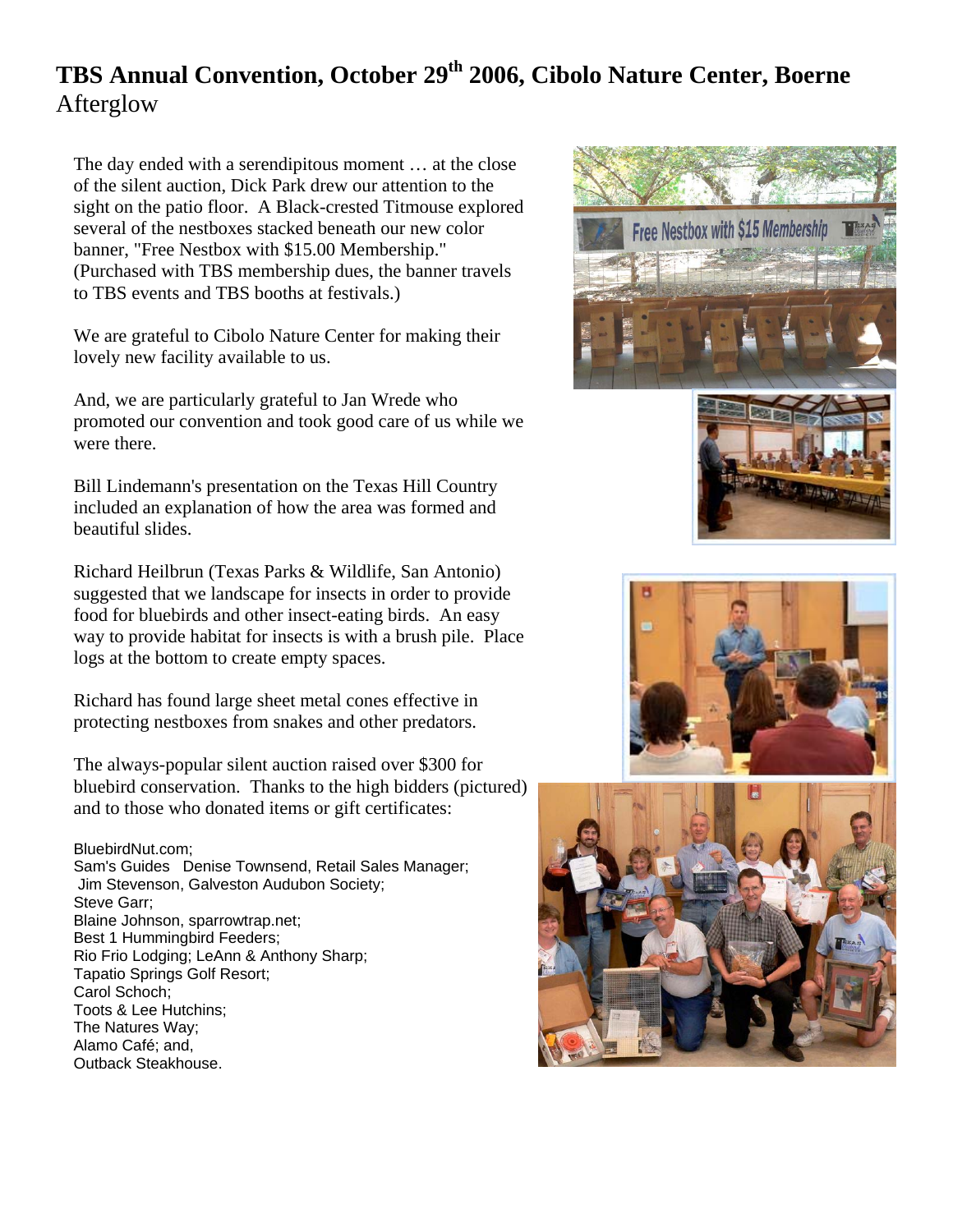# TBS Annual Convention, October 29th 2006, Cibolo Nature Center, Boerne

Afterglow

The day ended with a serendipitous moment … at the close of the silent auction, Dick Park drew our attention to the sight on the patio floor. A Black-crested Titmouse explored several of the nestboxes stacked beneath our new color banner, "Free Nestbox with $15.00 Membership." (Purchased with TBS membership dues, the banner travels to TBS events and TBS booths at festivals.)

We are grateful to Cibolo Nature Center for making their lovely new facility available to us.

And, we are particularly grateful to Jan Wrede who promoted our convention and took good care of us while we were there.

Bill Lindemann's presentation on the Texas Hill Country included an explanation of how the area was formed and beautiful slides.

Richard Heilbrun (Texas Parks & Wildlife, San Antonio) suggested that we landscape for insects in order to provide food for bluebirds and other insect-eating birds. An easy way to provide habitat for insects is with a brush pile. Place logs at the bottom to create empty spaces.

Richard has found large sheet metal cones effective in protecting nestboxes from snakes and other predators.

The always-popular silent auction raised over $300 for bluebird conservation. Thanks to the high bidders (pictured) and to those who donated items or gift certificates:

BluebirdNut.com;
Sam's Guides Denise Townsend, Retail Sales Manager;
Jim Stevenson, Galveston Audubon Society;
Steve Garr;
Blaine Johnson, sparrowtrap.net;
Best 1 Hummingbird Feeders;
Rio Frio Lodging; LeAnn & Anthony Sharp;
Tapatio Springs Golf Resort;
Carol Schoch;
Toots & Lee Hutchins;
The Natures Way;
Alamo Café; and,
Outback Steakhouse.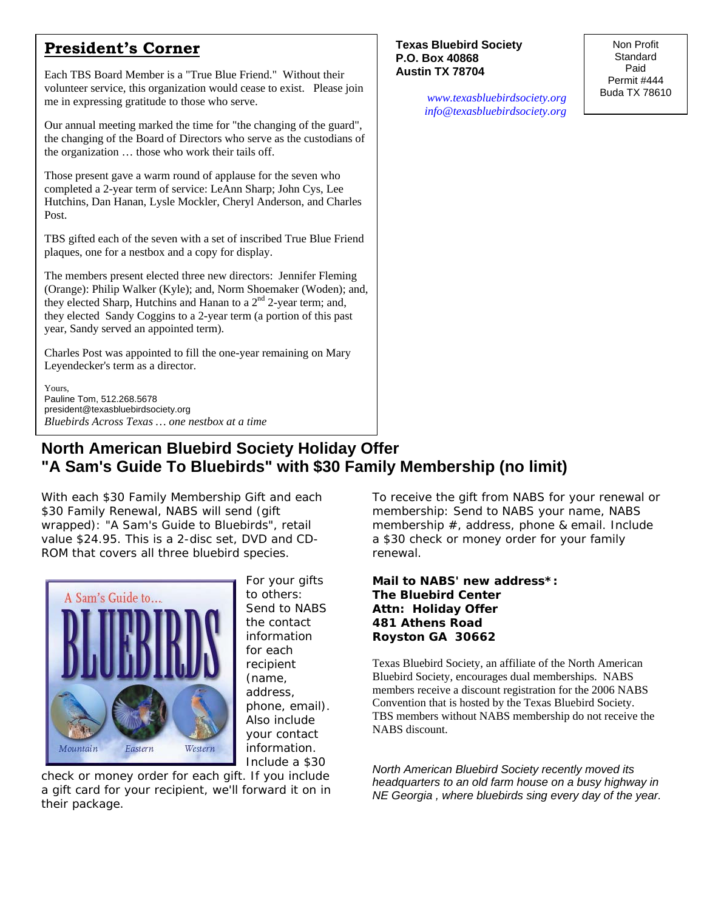## President's Corner

Each TBS Board Member is a "True Blue Friend." Without their volunteer service, this organization would cease to exist. Please join me in expressing gratitude to those who serve.

Our annual meeting marked the time for "the changing of the guard", the changing of the Board of Directors who serve as the custodians of the organization … those who work their tails off.

Those present gave a warm round of applause for the seven who completed a 2-year term of service: LeAnn Sharp; John Cys, Lee Hutchins, Dan Hanan, Lysle Mockler, Cheryl Anderson, and Charles Post.

TBS gifted each of the seven with a set of inscribed True Blue Friend plaques, one for a nestbox and a copy for display.

The members present elected three new directors: Jennifer Fleming (Orange): Philip Walker (Kyle); and, Norm Shoemaker (Woden); and, they elected Sharp, Hutchins and Hanan to a 2nd 2-year term; and, they elected Sandy Coggins to a 2-year term (a portion of this past year, Sandy served an appointed term).

Charles Post was appointed to fill the one-year remaining on Mary Leyendecker's term as a director.

Yours,
Pauline Tom, 512.268.5678
president@texasbluebirdsociety.org
*Bluebirds Across Texas … one nestbox at a time*

**Texas Bluebird Society**
**P.O. Box 40868**
**Austin TX 78704**

*www.texasbluebirdsociety.org*
*info@texasbluebirdsociety.org*

Non Profit
Standard
Paid
Permit #444
Buda TX 78610

## North American Bluebird Society Holiday Offer
## "A Sam's Guide To Bluebirds" with $30 Family Membership (no limit)

With each $30 Family Membership Gift and each $30 Family Renewal, NABS will send (gift wrapped): "A Sam's Guide to Bluebirds", retail value $24.95. This is a 2-disc set, DVD and CD-ROM that covers all three bluebird species.

For your gifts to others: Send to NABS the contact information for each recipient (name, address, phone, email). Also include your contact information. Include a $30 check or money order for each gift. If you include a gift card for your recipient, we'll forward it on in their package.

To receive the gift from NABS for your renewal or membership: Send to NABS your name, NABS membership #, address, phone & email. Include a $30 check or money order for your family renewal.

**Mail to NABS' new address\*:**
**The Bluebird Center**
**Attn: Holiday Offer**
**481 Athens Road**
**Royston GA 30662**

Texas Bluebird Society, an affiliate of the North American Bluebird Society, encourages dual memberships. NABS members receive a discount registration for the 2006 NABS Convention that is hosted by the Texas Bluebird Society. TBS members without NABS membership do not receive the NABS discount.

*North American Bluebird Society recently moved its headquarters to an old farm house on a busy highway in NE Georgia , where bluebirds sing every day of the year.*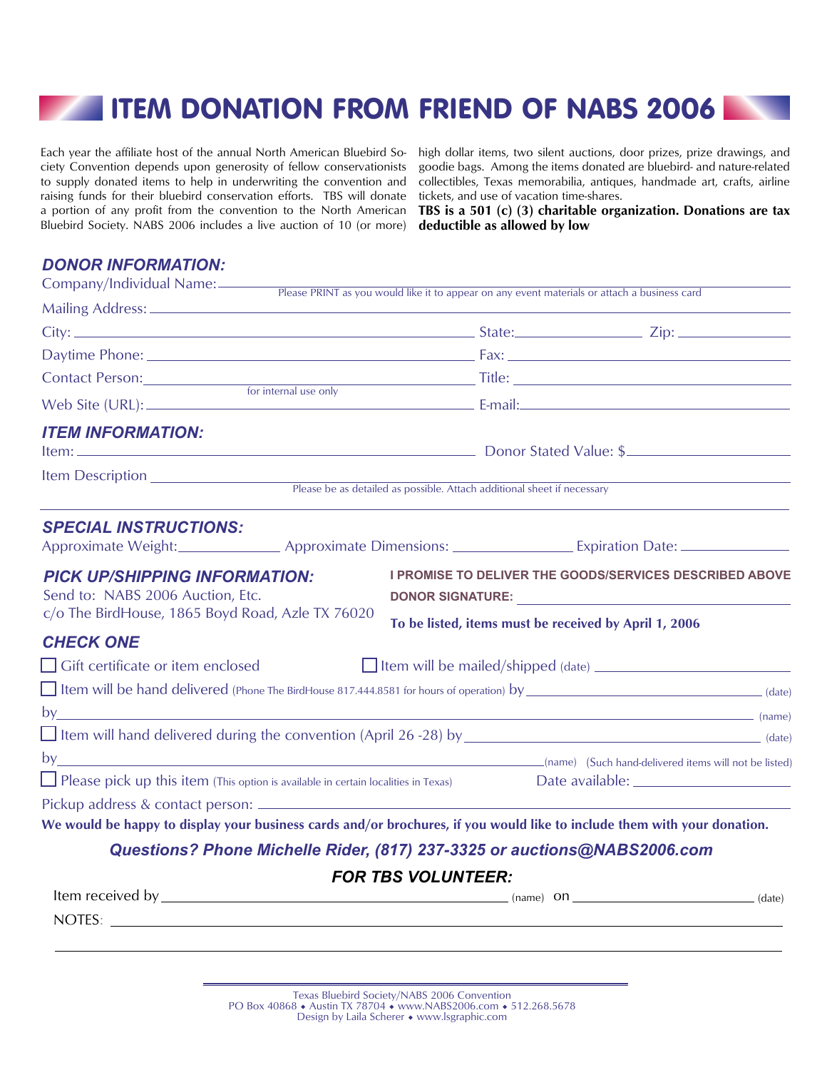# ITEM DONATION FROM FRIEND OF NABS 2006

Each year the affiliate host of the annual North American Bluebird Society Convention depends upon generosity of fellow conservationists to supply donated items to help in underwriting the convention and raising funds for their bluebird conservation efforts. TBS will donate a portion of any profit from the convention to the North American Bluebird Society. NABS 2006 includes a live auction of 10 (or more) high dollar items, two silent auctions, door prizes, prize drawings, and goodie bags. Among the items donated are bluebird- and nature-related collectibles, Texas memorabilia, antiques, handmade art, crafts, airline tickets, and use of vacation time-shares.

**TBS is a 501 (c) (3) charitable organization. Donations are tax deductible as allowed by low**

## *DONOR INFORMATION:*

Company/Individual Name: ______________________________
Please PRINT as you would like it to appear on any event materials or attach a business card

Mailing Address: ______________________________

City: ______________________ State: __________ Zip: __________

Daytime Phone: ______________________ Fax: ______________________

Contact Person: ______________________ Title: ______________________
for internal use only

Web Site (URL): ______________________ E-mail: ______________________

## *ITEM INFORMATION:*

Item: ______________________ Donor Stated Value: $__________

Item Description ______________________________
Please be as detailed as possible. Attach additional sheet if necessary

## *SPECIAL INSTRUCTIONS:*

Approximate Weight: __________ Approximate Dimensions: __________ Expiration Date: __________

## *PICK UP/SHIPPING INFORMATION:*

Send to: NABS 2006 Auction, Etc.
c/o The BirdHouse, 1865 Boyd Road, Azle TX 76020

**I PROMISE TO DELIVER THE GOODS/SERVICES DESCRIBED ABOVE**

**DONOR SIGNATURE:** ______________________

**To be listed, items must be received by April 1, 2006**

## *CHECK ONE*

☐ Gift certificate or item enclosed

☐ Item will be mailed/shipped (date) ______________________

☐ Item will be hand delivered (Phone The BirdHouse 817.444.8581 for hours of operation) by ______________________ (date)

by ______________________ (name)

☐ Item will hand delivered during the convention (April 26 -28) by ______________________ (date)

by ______________________ (name) (Such hand-delivered items will not be listed)

☐ Please pick up this item (This option is available in certain localities in Texas) Date available: __________

Pickup address & contact person: ______________________

**We would be happy to display your business cards and/or brochures, if you would like to include them with your donation.**

***Questions? Phone Michelle Rider, (817) 237-3325 or auctions@NABS2006.com***

## *FOR TBS VOLUNTEER:*

Item received by ______________________ (name) on ______________________ (date)

NOTES: ______________________________

Texas Bluebird Society/NABS 2006 Convention
PO Box 40868 ◆ Austin TX 78704 ◆ www.NABS2006.com ◆ 512.268.5678
Design by Laila Scherer ◆ www.lsgraphic.com